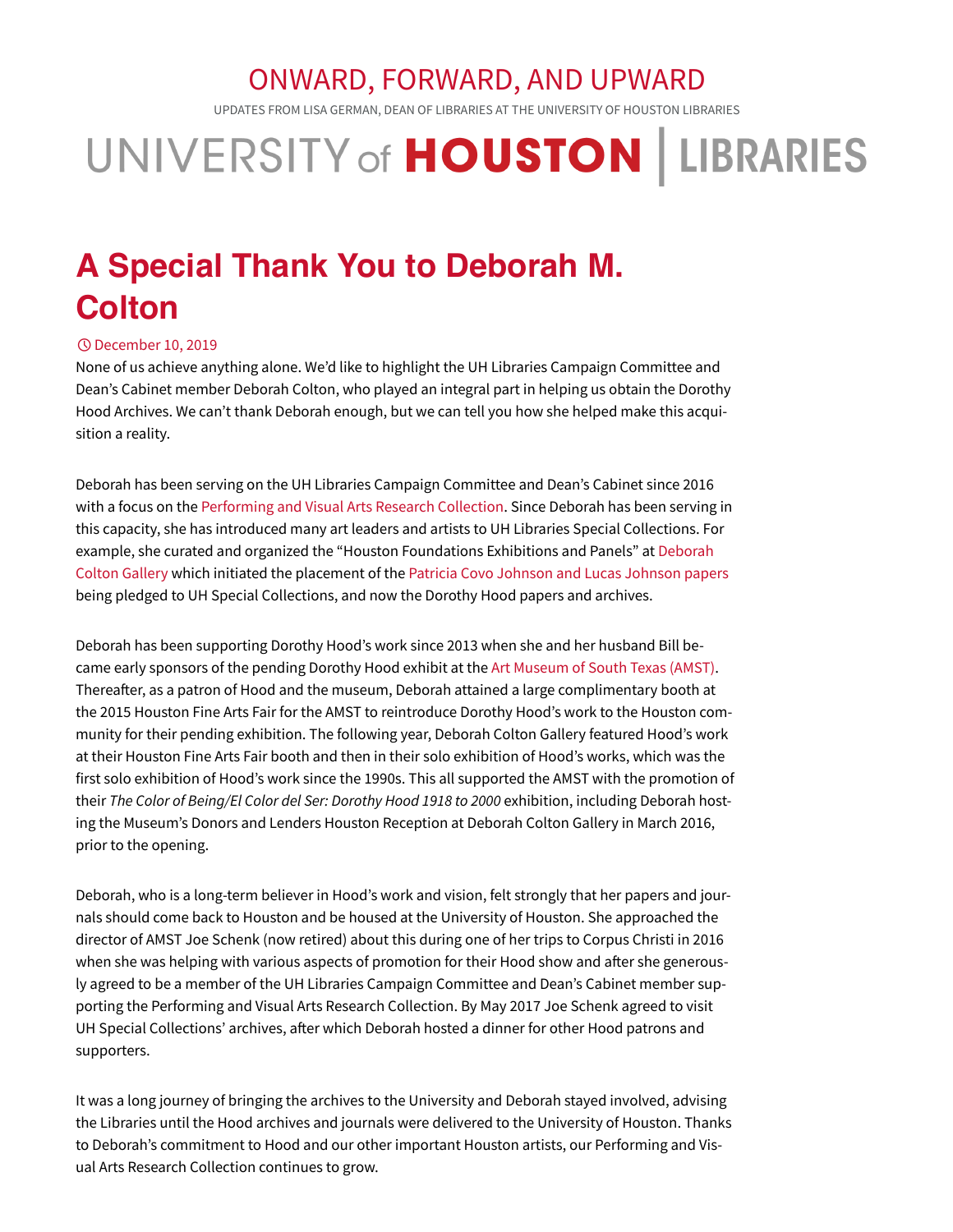ONWARD, FORWARD, AND UPWARD

UPDATES FROM LISA GERMAN, DEAN OF LIBRARIES AT THE UNIVERSITY OF HOUSTON LIBRARIES

UNIVERSITY of HOUSTON | LIBRARIES

# A Special Thank You to Deborah M. Colton

December 10, 2019

None of us achieve anything alone. We'd like to highlight the UH Libraries Campaign Committee and Dean's Cabinet member Deborah Colton, who played an integral part in helping us obtain the Dorothy Hood Archives. We can't thank Deborah enough, but we can tell you how she helped make this acquisition a reality.

Deborah has been serving on the UH Libraries Campaign Committee and Dean's Cabinet since 2016 with a focus on the Performing and Visual Arts Research Collection. Since Deborah has been serving in this capacity, she has introduced many art leaders and artists to UH Libraries Special Collections. For example, she curated and organized the "Houston Foundations Exhibitions and Panels" at Deborah Colton Gallery which initiated the placement of the Patricia Covo Johnson and Lucas Johnson papers being pledged to UH Special Collections, and now the Dorothy Hood papers and archives.

Deborah has been supporting Dorothy Hood's work since 2013 when she and her husband Bill became early sponsors of the pending Dorothy Hood exhibit at the Art Museum of South Texas (AMST). Thereafter, as a patron of Hood and the museum, Deborah attained a large complimentary booth at the 2015 Houston Fine Arts Fair for the AMST to reintroduce Dorothy Hood's work to the Houston community for their pending exhibition. The following year, Deborah Colton Gallery featured Hood's work at their Houston Fine Arts Fair booth and then in their solo exhibition of Hood's works, which was the first solo exhibition of Hood's work since the 1990s. This all supported the AMST with the promotion of their *The Color of Being/El Color del Ser: Dorothy Hood 1918 to 2000* exhibition, including Deborah hosting the Museum's Donors and Lenders Houston Reception at Deborah Colton Gallery in March 2016, prior to the opening.

Deborah, who is a long-term believer in Hood's work and vision, felt strongly that her papers and journals should come back to Houston and be housed at the University of Houston. She approached the director of AMST Joe Schenk (now retired) about this during one of her trips to Corpus Christi in 2016 when she was helping with various aspects of promotion for their Hood show and after she generously agreed to be a member of the UH Libraries Campaign Committee and Dean's Cabinet member supporting the Performing and Visual Arts Research Collection. By May 2017 Joe Schenk agreed to visit UH Special Collections' archives, after which Deborah hosted a dinner for other Hood patrons and supporters.

It was a long journey of bringing the archives to the University and Deborah stayed involved, advising the Libraries until the Hood archives and journals were delivered to the University of Houston. Thanks to Deborah's commitment to Hood and our other important Houston artists, our Performing and Visual Arts Research Collection continues to grow.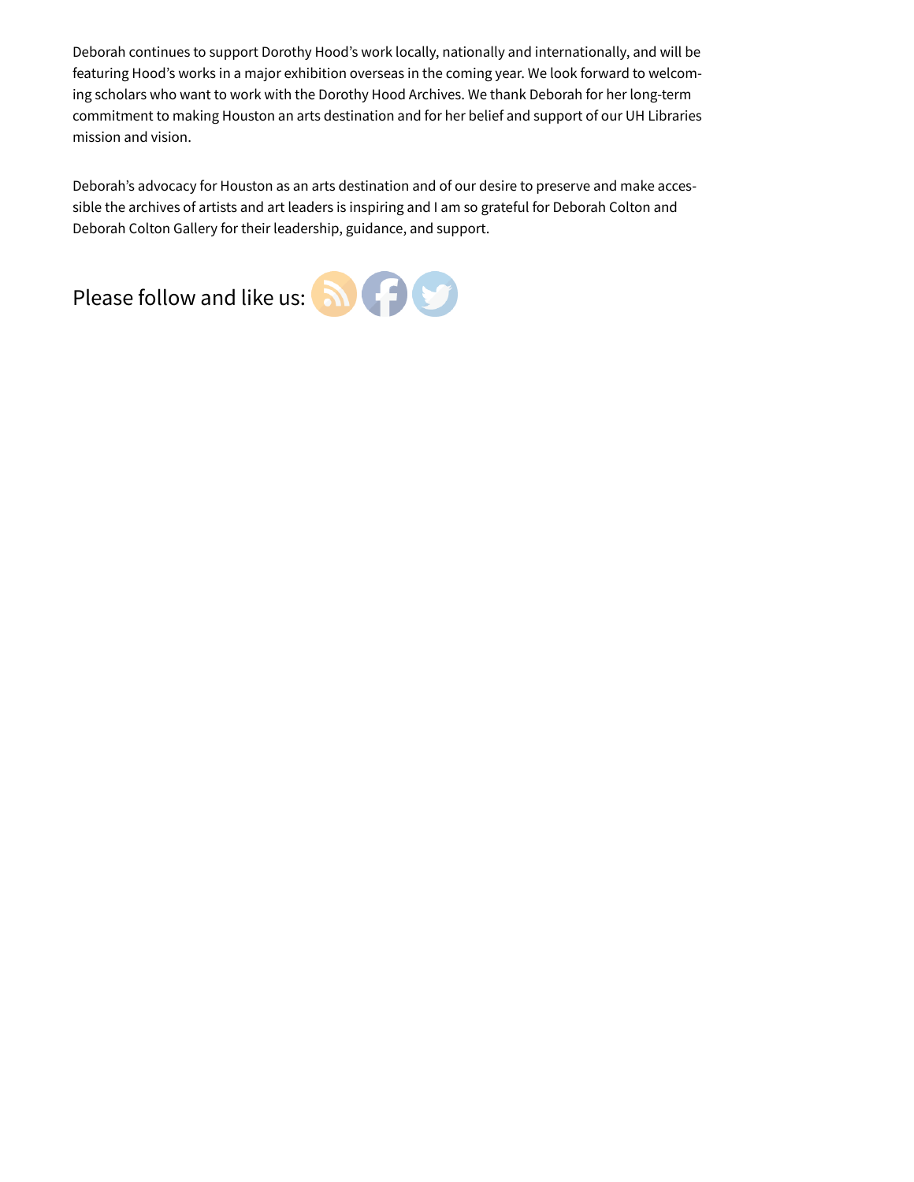Deborah continues to support Dorothy Hood's work locally, nationally and internationally, and will be featuring Hood's works in a major exhibition overseas in the coming year. We look forward to welcoming scholars who want to work with the Dorothy Hood Archives. We thank Deborah for her long-term commitment to making Houston an arts destination and for her belief and support of our UH Libraries mission and vision.

Deborah's advocacy for Houston as an arts destination and of our desire to preserve and make accessible the archives of artists and art leaders is inspiring and I am so grateful for Deborah Colton and Deborah Colton Gallery for their leadership, guidance, and support.

Please follow and like us: